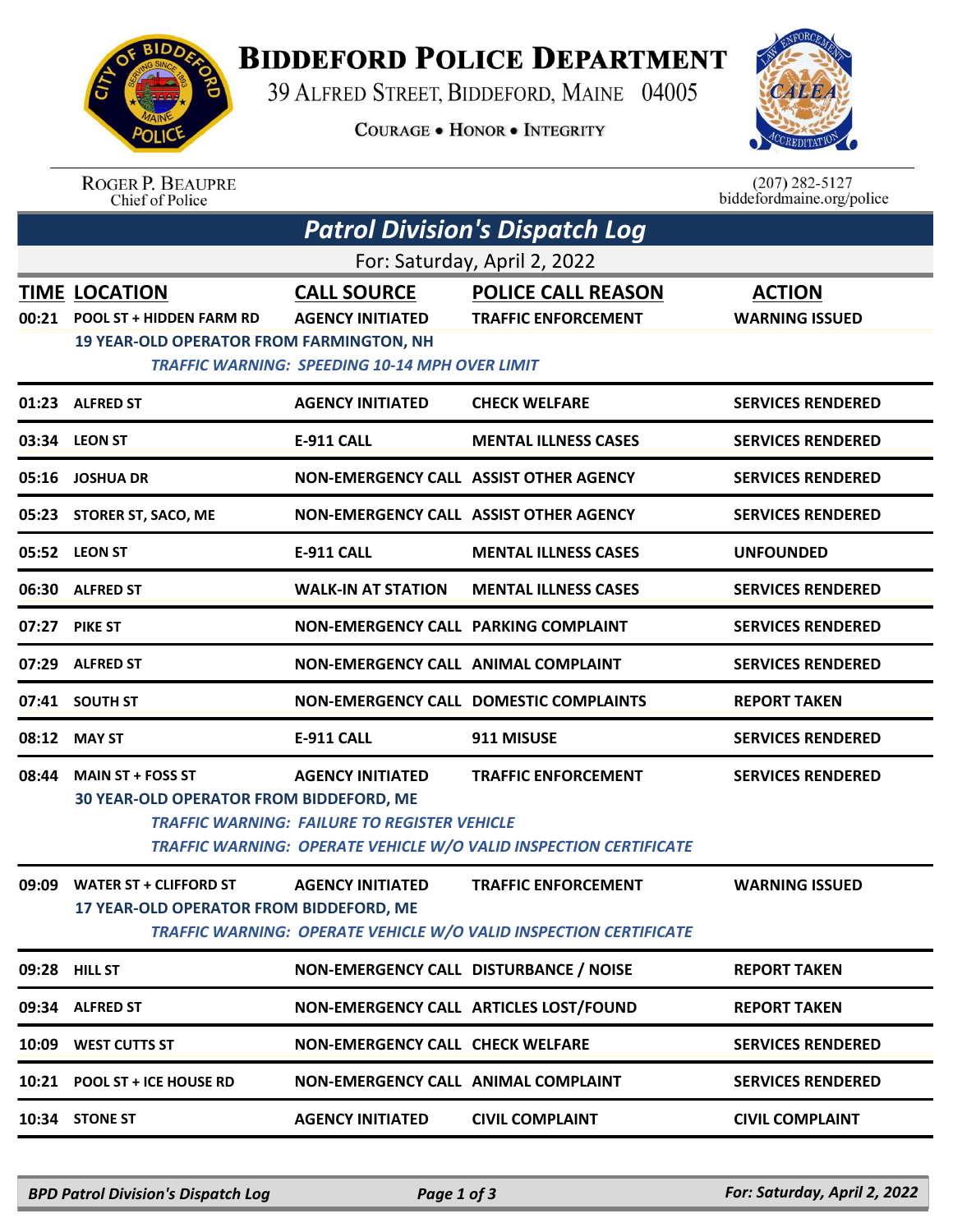# Biddeford Police Department

39 Alfred Street, Biddeford, Maine 04005

Courage • Honor • Integrity

Roger P. Beaupre
Chief of Police

(207) 282-5127
biddefordmaine.org/police

## Patrol Division's Dispatch Log

For: Saturday, April 2, 2022

| TIME | LOCATION | CALL SOURCE | POLICE CALL REASON | ACTION |
|---|---|---|---|---|
| 00:21 | POOL ST + HIDDEN FARM RD | AGENCY INITIATED | TRAFFIC ENFORCEMENT | WARNING ISSUED |
| | 19 YEAR-OLD OPERATOR FROM FARMINGTON, NH<br>*TRAFFIC WARNING: SPEEDING 10-14 MPH OVER LIMIT* | | | |
| 01:23 | ALFRED ST | AGENCY INITIATED | CHECK WELFARE | SERVICES RENDERED |
| 03:34 | LEON ST | E-911 CALL | MENTAL ILLNESS CASES | SERVICES RENDERED |
| 05:16 | JOSHUA DR | NON-EMERGENCY CALL | ASSIST OTHER AGENCY | SERVICES RENDERED |
| 05:23 | STORER ST, SACO, ME | NON-EMERGENCY CALL | ASSIST OTHER AGENCY | SERVICES RENDERED |
| 05:52 | LEON ST | E-911 CALL | MENTAL ILLNESS CASES | UNFOUNDED |
| 06:30 | ALFRED ST | WALK-IN AT STATION | MENTAL ILLNESS CASES | SERVICES RENDERED |
| 07:27 | PIKE ST | NON-EMERGENCY CALL | PARKING COMPLAINT | SERVICES RENDERED |
| 07:29 | ALFRED ST | NON-EMERGENCY CALL | ANIMAL COMPLAINT | SERVICES RENDERED |
| 07:41 | SOUTH ST | NON-EMERGENCY CALL | DOMESTIC COMPLAINTS | REPORT TAKEN |
| 08:12 | MAY ST | E-911 CALL | 911 MISUSE | SERVICES RENDERED |
| 08:44 | MAIN ST + FOSS ST | AGENCY INITIATED | TRAFFIC ENFORCEMENT | SERVICES RENDERED |
| | 30 YEAR-OLD OPERATOR FROM BIDDEFORD, ME<br>*TRAFFIC WARNING: FAILURE TO REGISTER VEHICLE*<br>*TRAFFIC WARNING: OPERATE VEHICLE W/O VALID INSPECTION CERTIFICATE* | | | |
| 09:09 | WATER ST + CLIFFORD ST | AGENCY INITIATED | TRAFFIC ENFORCEMENT | WARNING ISSUED |
| | 17 YEAR-OLD OPERATOR FROM BIDDEFORD, ME<br>*TRAFFIC WARNING: OPERATE VEHICLE W/O VALID INSPECTION CERTIFICATE* | | | |
| 09:28 | HILL ST | NON-EMERGENCY CALL | DISTURBANCE / NOISE | REPORT TAKEN |
| 09:34 | ALFRED ST | NON-EMERGENCY CALL | ARTICLES LOST/FOUND | REPORT TAKEN |
| 10:09 | WEST CUTTS ST | NON-EMERGENCY CALL | CHECK WELFARE | SERVICES RENDERED |
| 10:21 | POOL ST + ICE HOUSE RD | NON-EMERGENCY CALL | ANIMAL COMPLAINT | SERVICES RENDERED |
| 10:34 | STONE ST | AGENCY INITIATED | CIVIL COMPLAINT | CIVIL COMPLAINT |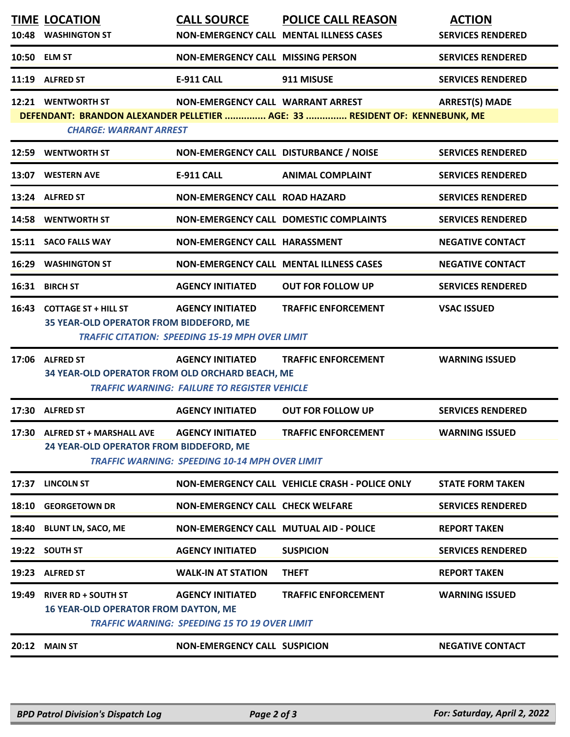| TIME | LOCATION | CALL SOURCE | POLICE CALL REASON | ACTION |
|---|---|---|---|---|
| 10:48 | WASHINGTON ST | NON-EMERGENCY CALL | MENTAL ILLNESS CASES | SERVICES RENDERED |
| 10:50 | ELM ST | NON-EMERGENCY CALL | MISSING PERSON | SERVICES RENDERED |
| 11:19 | ALFRED ST | E-911 CALL | 911 MISUSE | SERVICES RENDERED |
| 12:21 | WENTWORTH ST | NON-EMERGENCY CALL | WARRANT ARREST | ARREST(S) MADE |
| | DEFENDANT: BRANDON ALEXANDER PELLETIER ............... AGE: 33 ............... RESIDENT OF: KENNEBUNK, ME | | | |
| | *CHARGE: WARRANT ARREST* | | | |
| 12:59 | WENTWORTH ST | NON-EMERGENCY CALL | DISTURBANCE / NOISE | SERVICES RENDERED |
| 13:07 | WESTERN AVE | E-911 CALL | ANIMAL COMPLAINT | SERVICES RENDERED |
| 13:24 | ALFRED ST | NON-EMERGENCY CALL | ROAD HAZARD | SERVICES RENDERED |
| 14:58 | WENTWORTH ST | NON-EMERGENCY CALL | DOMESTIC COMPLAINTS | SERVICES RENDERED |
| 15:11 | SACO FALLS WAY | NON-EMERGENCY CALL | HARASSMENT | NEGATIVE CONTACT |
| 16:29 | WASHINGTON ST | NON-EMERGENCY CALL | MENTAL ILLNESS CASES | NEGATIVE CONTACT |
| 16:31 | BIRCH ST | AGENCY INITIATED | OUT FOR FOLLOW UP | SERVICES RENDERED |
| 16:43 | COTTAGE ST + HILL ST | AGENCY INITIATED | TRAFFIC ENFORCEMENT | VSAC ISSUED |
| | 35 YEAR-OLD OPERATOR FROM BIDDEFORD, ME | | | |
| | *TRAFFIC CITATION: SPEEDING 15-19 MPH OVER LIMIT* | | | |
| 17:06 | ALFRED ST | AGENCY INITIATED | TRAFFIC ENFORCEMENT | WARNING ISSUED |
| | 34 YEAR-OLD OPERATOR FROM OLD ORCHARD BEACH, ME | | | |
| | *TRAFFIC WARNING: FAILURE TO REGISTER VEHICLE* | | | |
| 17:30 | ALFRED ST | AGENCY INITIATED | OUT FOR FOLLOW UP | SERVICES RENDERED |
| 17:30 | ALFRED ST + MARSHALL AVE | AGENCY INITIATED | TRAFFIC ENFORCEMENT | WARNING ISSUED |
| | 24 YEAR-OLD OPERATOR FROM BIDDEFORD, ME | | | |
| | *TRAFFIC WARNING: SPEEDING 10-14 MPH OVER LIMIT* | | | |
| 17:37 | LINCOLN ST | NON-EMERGENCY CALL | VEHICLE CRASH - POLICE ONLY | STATE FORM TAKEN |
| 18:10 | GEORGETOWN DR | NON-EMERGENCY CALL | CHECK WELFARE | SERVICES RENDERED |
| 18:40 | BLUNT LN, SACO, ME | NON-EMERGENCY CALL | MUTUAL AID - POLICE | REPORT TAKEN |
| 19:22 | SOUTH ST | AGENCY INITIATED | SUSPICION | SERVICES RENDERED |
| 19:23 | ALFRED ST | WALK-IN AT STATION | THEFT | REPORT TAKEN |
| 19:49 | RIVER RD + SOUTH ST | AGENCY INITIATED | TRAFFIC ENFORCEMENT | WARNING ISSUED |
| | 16 YEAR-OLD OPERATOR FROM DAYTON, ME | | | |
| | *TRAFFIC WARNING: SPEEDING 15 TO 19 OVER LIMIT* | | | |
| 20:12 | MAIN ST | NON-EMERGENCY CALL | SUSPICION | NEGATIVE CONTACT |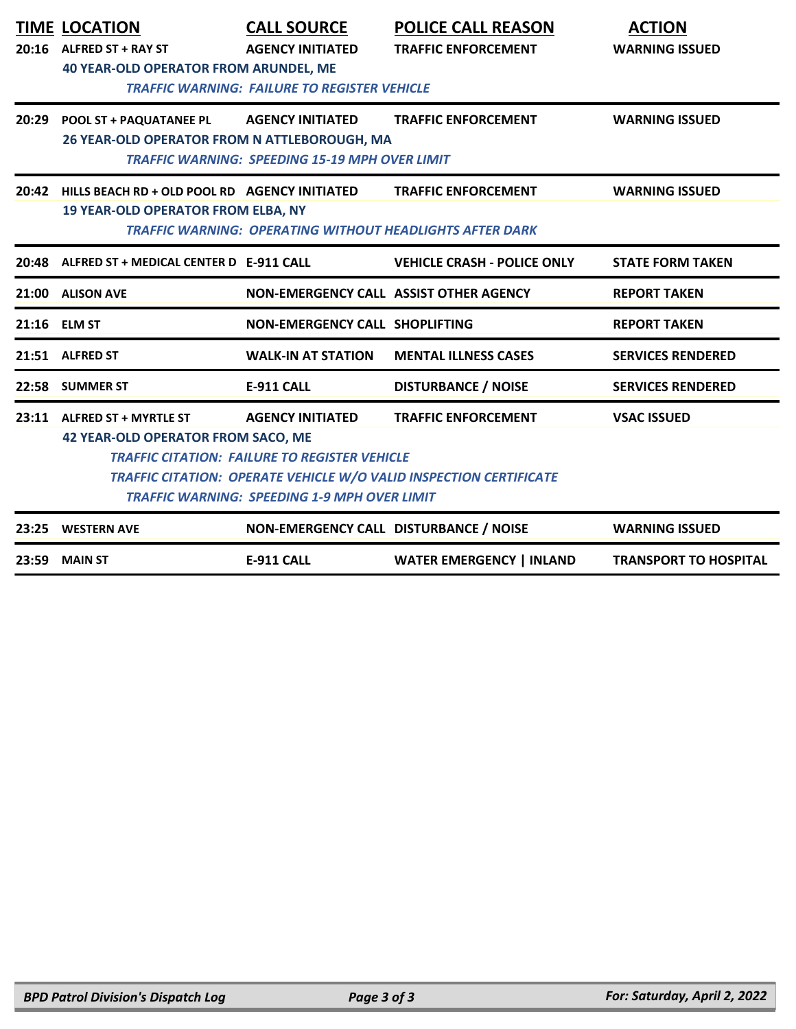| TIME | LOCATION | CALL SOURCE | POLICE CALL REASON | ACTION |
|---|---|---|---|---|
| 20:16 | ALFRED ST + RAY ST | AGENCY INITIATED | TRAFFIC ENFORCEMENT | WARNING ISSUED |
| | 40 YEAR-OLD OPERATOR FROM ARUNDEL, ME | | | |
| | *TRAFFIC WARNING: FAILURE TO REGISTER VEHICLE* | | | |
| 20:29 | POOL ST + PAQUATANEE PL | AGENCY INITIATED | TRAFFIC ENFORCEMENT | WARNING ISSUED |
| | 26 YEAR-OLD OPERATOR FROM N ATTLEBOROUGH, MA | | | |
| | *TRAFFIC WARNING: SPEEDING 15-19 MPH OVER LIMIT* | | | |
| 20:42 | HILLS BEACH RD + OLD POOL RD | AGENCY INITIATED | TRAFFIC ENFORCEMENT | WARNING ISSUED |
| | 19 YEAR-OLD OPERATOR FROM ELBA, NY | | | |
| | *TRAFFIC WARNING: OPERATING WITHOUT HEADLIGHTS AFTER DARK* | | | |
| 20:48 | ALFRED ST + MEDICAL CENTER D | E-911 CALL | VEHICLE CRASH - POLICE ONLY | STATE FORM TAKEN |
| 21:00 | ALISON AVE | NON-EMERGENCY CALL | ASSIST OTHER AGENCY | REPORT TAKEN |
| 21:16 | ELM ST | NON-EMERGENCY CALL | SHOPLIFTING | REPORT TAKEN |
| 21:51 | ALFRED ST | WALK-IN AT STATION | MENTAL ILLNESS CASES | SERVICES RENDERED |
| 22:58 | SUMMER ST | E-911 CALL | DISTURBANCE / NOISE | SERVICES RENDERED |
| 23:11 | ALFRED ST + MYRTLE ST | AGENCY INITIATED | TRAFFIC ENFORCEMENT | VSAC ISSUED |
| | 42 YEAR-OLD OPERATOR FROM SACO, ME | | | |
| | *TRAFFIC CITATION: FAILURE TO REGISTER VEHICLE* | | | |
| | *TRAFFIC CITATION: OPERATE VEHICLE W/O VALID INSPECTION CERTIFICATE* | | | |
| | *TRAFFIC WARNING: SPEEDING 1-9 MPH OVER LIMIT* | | | |
| 23:25 | WESTERN AVE | NON-EMERGENCY CALL | DISTURBANCE / NOISE | WARNING ISSUED |
| 23:59 | MAIN ST | E-911 CALL | WATER EMERGENCY \| INLAND | TRANSPORT TO HOSPITAL |